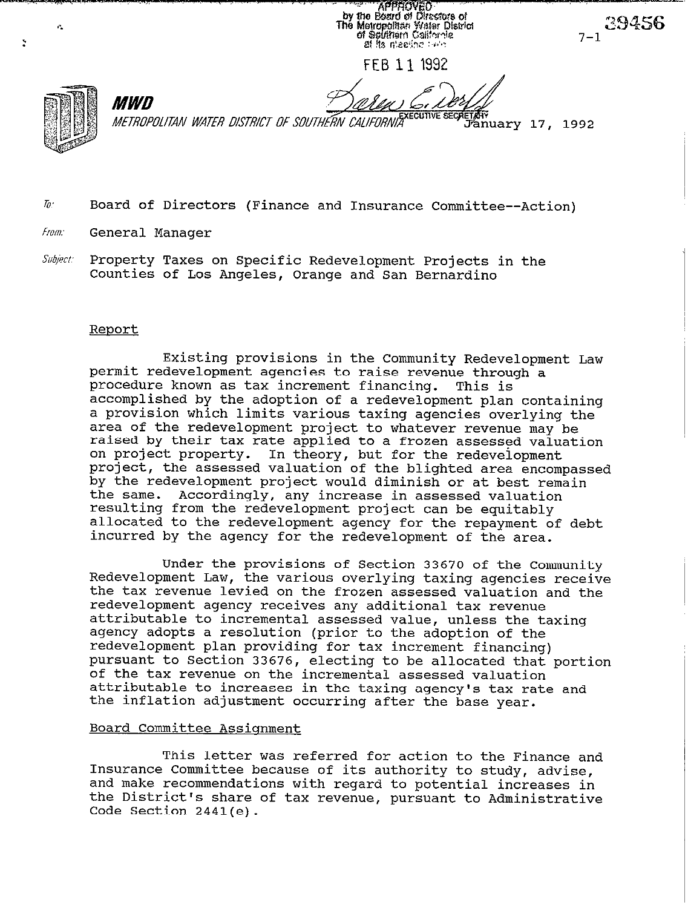APPROVED by the Board of Directors of The Metropolitan Water District of Southern California at its meeting held

FEB 11 1992

EXECUTIVE SECRETARY

7-1 39456

**MWD**

METROPOLITAN WATER DISTRICT OF SOUTHERN CALIFORNIA

January 17, 1992

To: Board of Directors (Finance and Insurance Committee--Action)

From: General Manager

Subject: Property Taxes on Specific Redevelopment Projects in the Counties of Los Angeles, Orange and San Bernardino

## Report

Existing provisions in the Community Redevelopment Law permit redevelopment agencies to raise revenue through a procedure known as tax increment financing. This is accomplished by the adoption of a redevelopment plan containing a provision which limits various taxing agencies overlying the area of the redevelopment project to whatever revenue may be raised by their tax rate applied to a frozen assessed valuation on project property. In theory, but for the redevelopment project, the assessed valuation of the blighted area encompassed by the redevelopment project would diminish or at best remain the same. Accordingly, any increase in assessed valuation resulting from the redevelopment project can be equitably allocated to the redevelopment agency for the repayment of debt incurred by the agency for the redevelopment of the area.

Under the provisions of Section 33670 of the Community Redevelopment Law, the various overlying taxing agencies receive the tax revenue levied on the frozen assessed valuation and the redevelopment agency receives any additional tax revenue attributable to incremental assessed value, unless the taxing agency adopts a resolution (prior to the adoption of the redevelopment plan providing for tax increment financing) pursuant to Section 33676, electing to be allocated that portion of the tax revenue on the incremental assessed valuation attributable to increases in the taxing agency's tax rate and the inflation adjustment occurring after the base year.

## Board Committee Assignment

This letter was referred for action to the Finance and Insurance Committee because of its authority to study, advise, and make recommendations with regard to potential increases in the District's share of tax revenue, pursuant to Administrative Code Section 2441(e).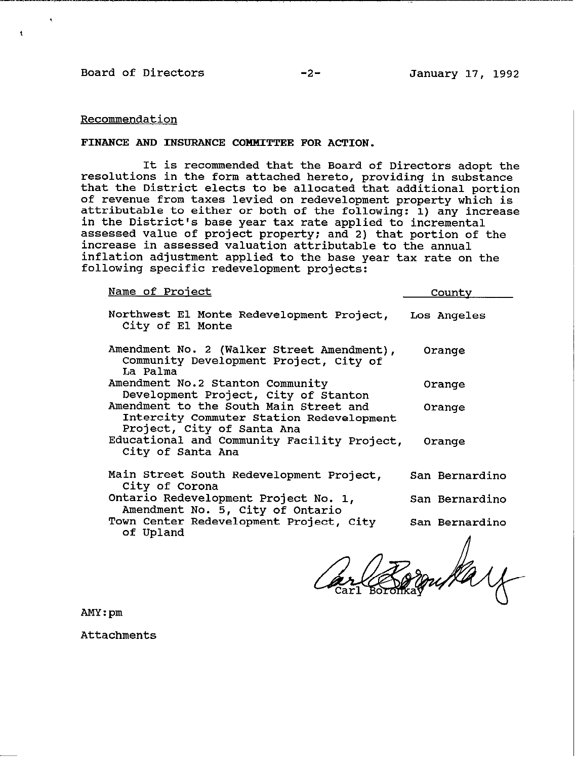Recommendation

**FINANCE AND INSURANCE COMMITTEE FOR ACTION.**

It is recommended that the Board of Directors adopt the resolutions in the form attached hereto, providing in substance that the District elects to be allocated that additional portion of revenue from taxes levied on redevelopment property which is attributable to either or both of the following: 1) any increase in the District's base year tax rate applied to incremental assessed value of project property; and 2) that portion of the increase in assessed valuation attributable to the annual inflation adjustment applied to the base year tax rate on the following specific redevelopment projects:

| Name of Project | County |
|---|---|
| Northwest El Monte Redevelopment Project, City of El Monte | Los Angeles |
| Amendment No. 2 (Walker Street Amendment), Community Development Project, City of La Palma | Orange |
| Amendment No.2 Stanton Community Development Project, City of Stanton | Orange |
| Amendment to the South Main Street and Intercity Commuter Station Redevelopment Project, City of Santa Ana | Orange |
| Educational and Community Facility Project, City of Santa Ana | Orange |
| Main Street South Redevelopment Project, City of Corona | San Bernardino |
| Ontario Redevelopment Project No. 1, Amendment No. 5, City of Ontario | San Bernardino |
| Town Center Redevelopment Project, City of Upland | San Bernardino |

Carl Boronkay

AMY:pm

Attachments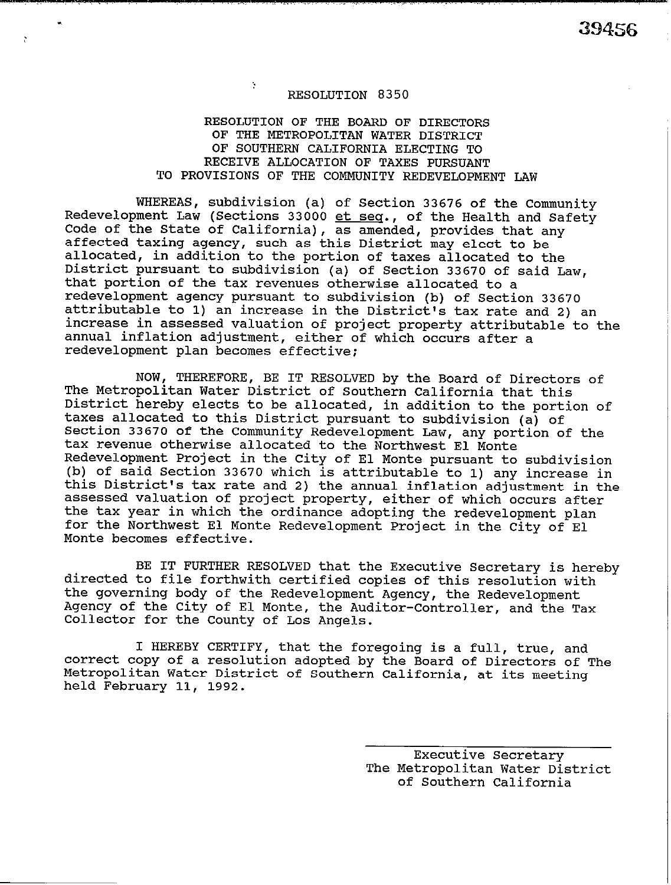39456

RESOLUTION 8350

RESOLUTION OF THE BOARD OF DIRECTORS OF THE METROPOLITAN WATER DISTRICT OF SOUTHERN CALIFORNIA ELECTING TO RECEIVE ALLOCATION OF TAXES PURSUANT TO PROVISIONS OF THE COMMUNITY REDEVELOPMENT LAW

WHEREAS, subdivision (a) of Section 33676 of the Community Redevelopment Law (Sections 33000 et seq., of the Health and Safety Code of the State of California), as amended, provides that any affected taxing agency, such as this District may elect to be allocated, in addition to the portion of taxes allocated to the District pursuant to subdivision (a) of Section 33670 of said Law, that portion of the tax revenues otherwise allocated to a redevelopment agency pursuant to subdivision (b) of Section 33670 attributable to 1) an increase in the District's tax rate and 2) an increase in assessed valuation of project property attributable to the annual inflation adjustment, either of which occurs after a redevelopment plan becomes effective;

NOW, THEREFORE, BE IT RESOLVED by the Board of Directors of The Metropolitan Water District of Southern California that this District hereby elects to be allocated, in addition to the portion of taxes allocated to this District pursuant to subdivision (a) of Section 33670 of the Community Redevelopment Law, any portion of the tax revenue otherwise allocated to the Northwest El Monte Redevelopment Project in the City of El Monte pursuant to subdivision (b) of said Section 33670 which is attributable to 1) any increase in this District's tax rate and 2) the annual inflation adjustment in the assessed valuation of project property, either of which occurs after the tax year in which the ordinance adopting the redevelopment plan for the Northwest El Monte Redevelopment Project in the City of El Monte becomes effective.

BE IT FURTHER RESOLVED that the Executive Secretary is hereby directed to file forthwith certified copies of this resolution with the governing body of the Redevelopment Agency, the Redevelopment Agency of the City of El Monte, the Auditor-Controller, and the Tax Collector for the County of Los Angels.

I HEREBY CERTIFY, that the foregoing is a full, true, and correct copy of a resolution adopted by the Board of Directors of The Metropolitan Water District of Southern California, at its meeting held February 11, 1992.

Executive Secretary
The Metropolitan Water District of Southern California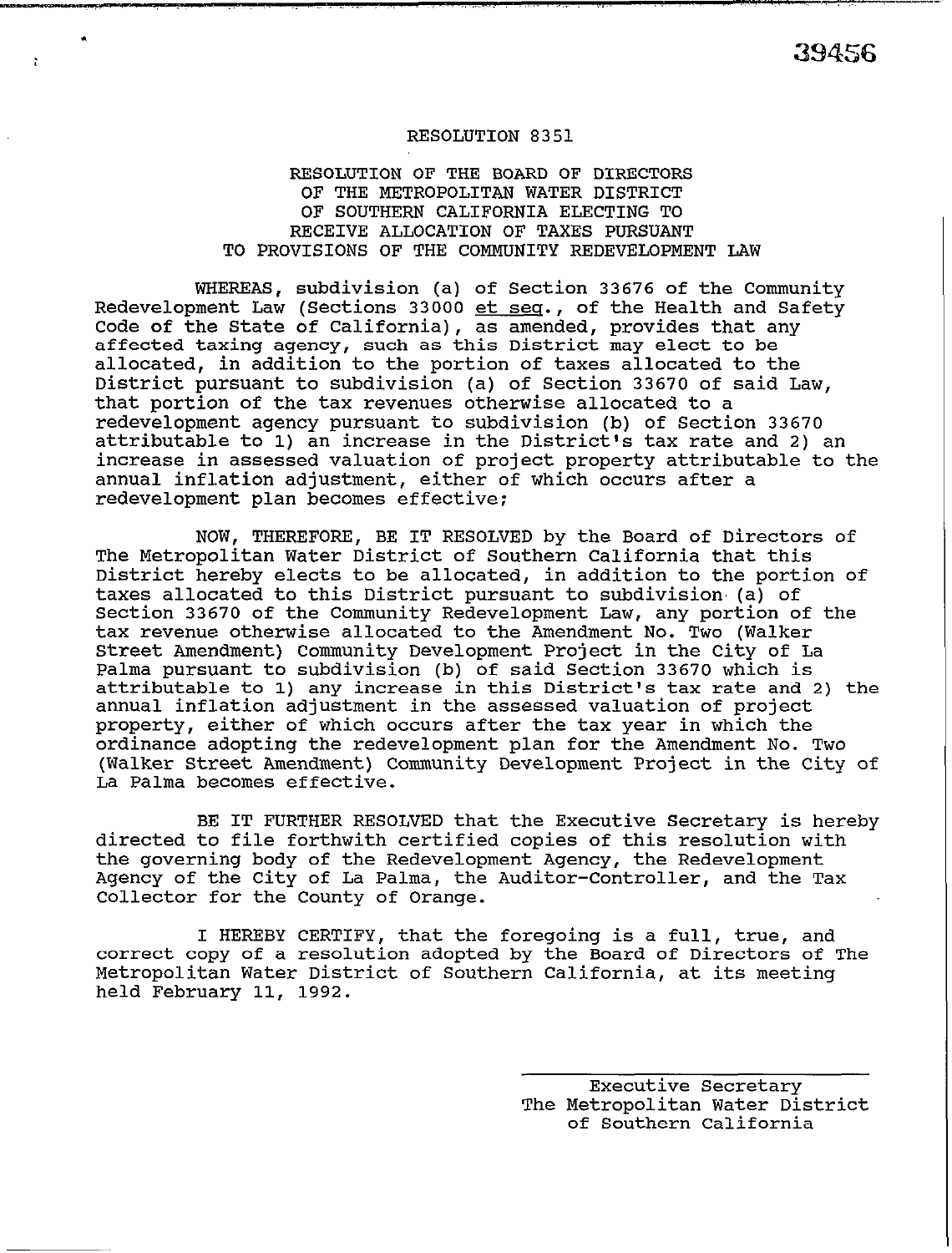39456

RESOLUTION 8351

RESOLUTION OF THE BOARD OF DIRECTORS OF THE METROPOLITAN WATER DISTRICT OF SOUTHERN CALIFORNIA ELECTING TO RECEIVE ALLOCATION OF TAXES PURSUANT TO PROVISIONS OF THE COMMUNITY REDEVELOPMENT LAW

WHEREAS, subdivision (a) of Section 33676 of the Community Redevelopment Law (Sections 33000 et seq., of the Health and Safety Code of the State of California), as amended, provides that any affected taxing agency, such as this District may elect to be allocated, in addition to the portion of taxes allocated to the District pursuant to subdivision (a) of Section 33670 of said Law, that portion of the tax revenues otherwise allocated to a redevelopment agency pursuant to subdivision (b) of Section 33670 attributable to 1) an increase in the District's tax rate and 2) an increase in assessed valuation of project property attributable to the annual inflation adjustment, either of which occurs after a redevelopment plan becomes effective;

NOW, THEREFORE, BE IT RESOLVED by the Board of Directors of The Metropolitan Water District of Southern California that this District hereby elects to be allocated, in addition to the portion of taxes allocated to this District pursuant to subdivision (a) of Section 33670 of the Community Redevelopment Law, any portion of the tax revenue otherwise allocated to the Amendment No. Two (Walker Street Amendment) Community Development Project in the City of La Palma pursuant to subdivision (b) of said Section 33670 which is attributable to 1) any increase in this District's tax rate and 2) the annual inflation adjustment in the assessed valuation of project property, either of which occurs after the tax year in which the ordinance adopting the redevelopment plan for the Amendment No. Two (Walker Street Amendment) Community Development Project in the City of La Palma becomes effective.

BE IT FURTHER RESOLVED that the Executive Secretary is hereby directed to file forthwith certified copies of this resolution with the governing body of the Redevelopment Agency, the Redevelopment Agency of the City of La Palma, the Auditor-Controller, and the Tax Collector for the County of Orange.

I HEREBY CERTIFY, that the foregoing is a full, true, and correct copy of a resolution adopted by the Board of Directors of The Metropolitan Water District of Southern California, at its meeting held February 11, 1992.

Executive Secretary
The Metropolitan Water District of Southern California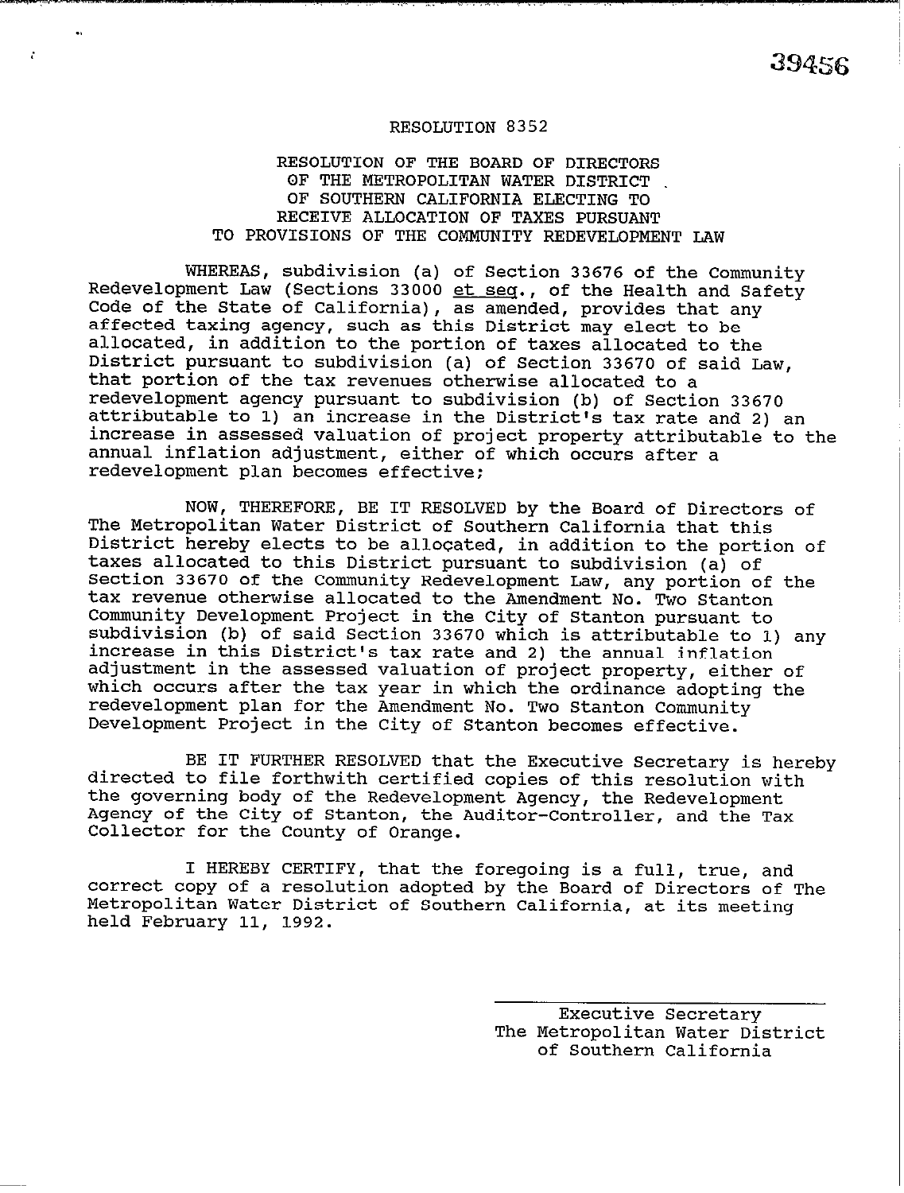39456

# RESOLUTION 8352

## RESOLUTION OF THE BOARD OF DIRECTORS OF THE METROPOLITAN WATER DISTRICT OF SOUTHERN CALIFORNIA ELECTING TO RECEIVE ALLOCATION OF TAXES PURSUANT TO PROVISIONS OF THE COMMUNITY REDEVELOPMENT LAW

WHEREAS, subdivision (a) of Section 33676 of the Community Redevelopment Law (Sections 33000 _et seq._, of the Health and Safety Code of the State of California), as amended, provides that any affected taxing agency, such as this District may elect to be allocated, in addition to the portion of taxes allocated to the District pursuant to subdivision (a) of Section 33670 of said Law, that portion of the tax revenues otherwise allocated to a redevelopment agency pursuant to subdivision (b) of Section 33670 attributable to 1) an increase in the District's tax rate and 2) an increase in assessed valuation of project property attributable to the annual inflation adjustment, either of which occurs after a redevelopment plan becomes effective;

NOW, THEREFORE, BE IT RESOLVED by the Board of Directors of The Metropolitan Water District of Southern California that this District hereby elects to be allocated, in addition to the portion of taxes allocated to this District pursuant to subdivision (a) of Section 33670 of the Community Redevelopment Law, any portion of the tax revenue otherwise allocated to the Amendment No. Two Stanton Community Development Project in the City of Stanton pursuant to subdivision (b) of said Section 33670 which is attributable to 1) any increase in this District's tax rate and 2) the annual inflation adjustment in the assessed valuation of project property, either of which occurs after the tax year in which the ordinance adopting the redevelopment plan for the Amendment No. Two Stanton Community Development Project in the City of Stanton becomes effective.

BE IT FURTHER RESOLVED that the Executive Secretary is hereby directed to file forthwith certified copies of this resolution with the governing body of the Redevelopment Agency, the Redevelopment Agency of the City of Stanton, the Auditor-Controller, and the Tax Collector for the County of Orange.

I HEREBY CERTIFY, that the foregoing is a full, true, and correct copy of a resolution adopted by the Board of Directors of The Metropolitan Water District of Southern California, at its meeting held February 11, 1992.

Executive Secretary
The Metropolitan Water District
of Southern California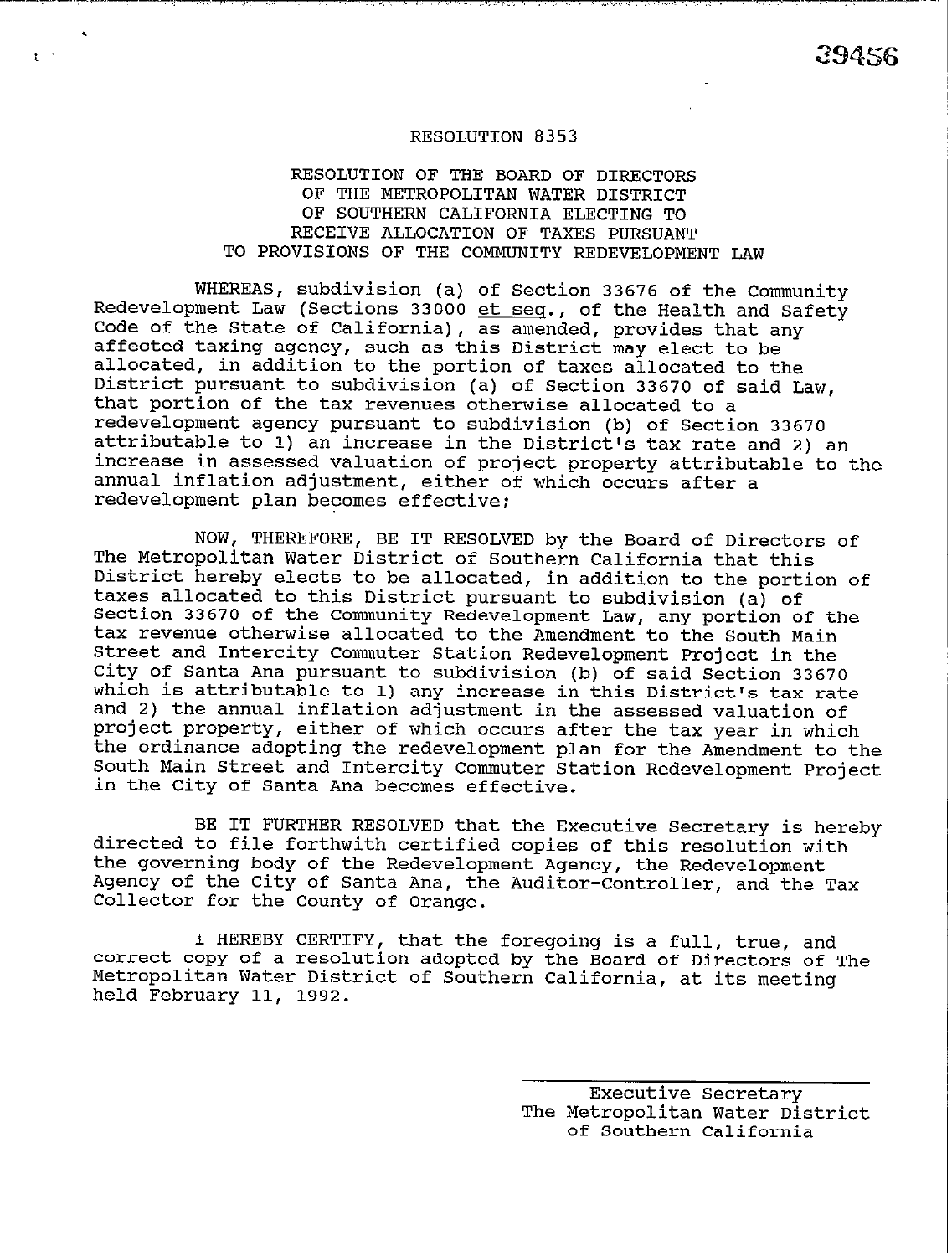39456

RESOLUTION 8353

RESOLUTION OF THE BOARD OF DIRECTORS
OF THE METROPOLITAN WATER DISTRICT
OF SOUTHERN CALIFORNIA ELECTING TO
RECEIVE ALLOCATION OF TAXES PURSUANT
TO PROVISIONS OF THE COMMUNITY REDEVELOPMENT LAW

WHEREAS, subdivision (a) of Section 33676 of the Community Redevelopment Law (Sections 33000 *et seq.*, of the Health and Safety Code of the State of California), as amended, provides that any affected taxing agency, such as this District may elect to be allocated, in addition to the portion of taxes allocated to the District pursuant to subdivision (a) of Section 33670 of said Law, that portion of the tax revenues otherwise allocated to a redevelopment agency pursuant to subdivision (b) of Section 33670 attributable to 1) an increase in the District's tax rate and 2) an increase in assessed valuation of project property attributable to the annual inflation adjustment, either of which occurs after a redevelopment plan becomes effective;

NOW, THEREFORE, BE IT RESOLVED by the Board of Directors of The Metropolitan Water District of Southern California that this District hereby elects to be allocated, in addition to the portion of taxes allocated to this District pursuant to subdivision (a) of Section 33670 of the Community Redevelopment Law, any portion of the tax revenue otherwise allocated to the Amendment to the South Main Street and Intercity Commuter Station Redevelopment Project in the City of Santa Ana pursuant to subdivision (b) of said Section 33670 which is attributable to 1) any increase in this District's tax rate and 2) the annual inflation adjustment in the assessed valuation of project property, either of which occurs after the tax year in which the ordinance adopting the redevelopment plan for the Amendment to the South Main Street and Intercity Commuter Station Redevelopment Project in the City of Santa Ana becomes effective.

BE IT FURTHER RESOLVED that the Executive Secretary is hereby directed to file forthwith certified copies of this resolution with the governing body of the Redevelopment Agency, the Redevelopment Agency of the City of Santa Ana, the Auditor-Controller, and the Tax Collector for the County of Orange.

I HEREBY CERTIFY, that the foregoing is a full, true, and correct copy of a resolution adopted by the Board of Directors of The Metropolitan Water District of Southern California, at its meeting held February 11, 1992.

Executive Secretary
The Metropolitan Water District
of Southern California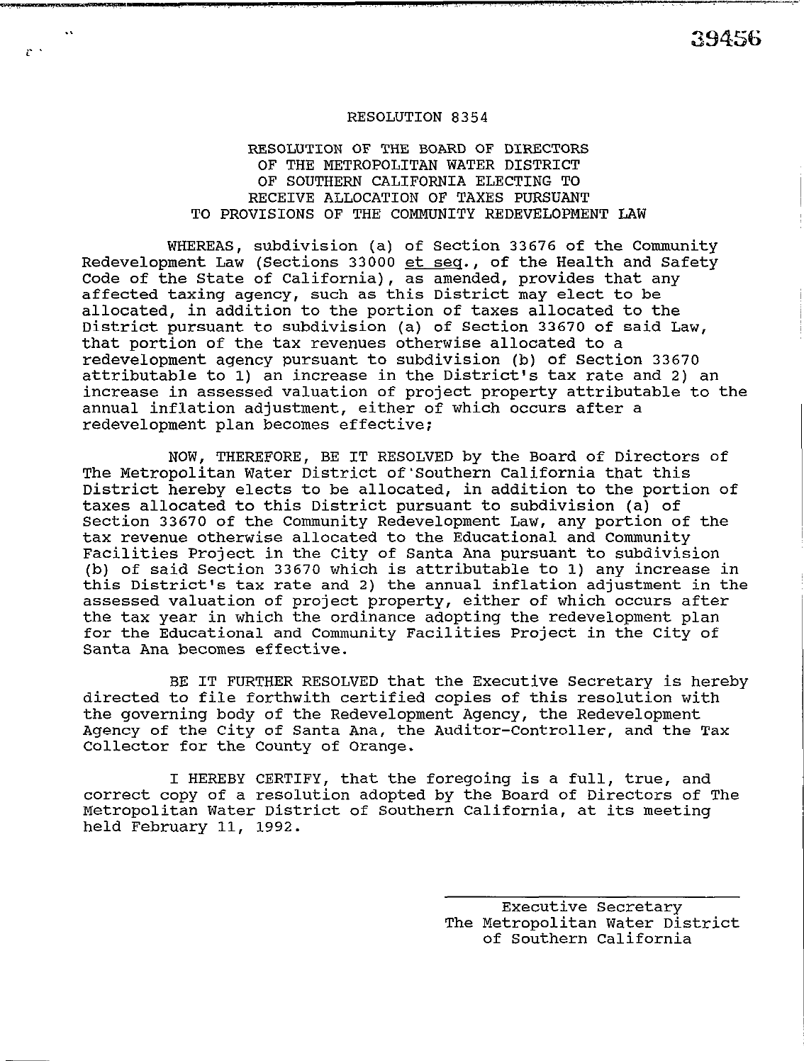39456

RESOLUTION 8354

RESOLUTION OF THE BOARD OF DIRECTORS OF THE METROPOLITAN WATER DISTRICT OF SOUTHERN CALIFORNIA ELECTING TO RECEIVE ALLOCATION OF TAXES PURSUANT TO PROVISIONS OF THE COMMUNITY REDEVELOPMENT LAW

WHEREAS, subdivision (a) of Section 33676 of the Community Redevelopment Law (Sections 33000 et seq., of the Health and Safety Code of the State of California), as amended, provides that any affected taxing agency, such as this District may elect to be allocated, in addition to the portion of taxes allocated to the District pursuant to subdivision (a) of Section 33670 of said Law, that portion of the tax revenues otherwise allocated to a redevelopment agency pursuant to subdivision (b) of Section 33670 attributable to 1) an increase in the District's tax rate and 2) an increase in assessed valuation of project property attributable to the annual inflation adjustment, either of which occurs after a redevelopment plan becomes effective;

NOW, THEREFORE, BE IT RESOLVED by the Board of Directors of The Metropolitan Water District of Southern California that this District hereby elects to be allocated, in addition to the portion of taxes allocated to this District pursuant to subdivision (a) of Section 33670 of the Community Redevelopment Law, any portion of the tax revenue otherwise allocated to the Educational and Community Facilities Project in the City of Santa Ana pursuant to subdivision (b) of said Section 33670 which is attributable to 1) any increase in this District's tax rate and 2) the annual inflation adjustment in the assessed valuation of project property, either of which occurs after the tax year in which the ordinance adopting the redevelopment plan for the Educational and Community Facilities Project in the City of Santa Ana becomes effective.

BE IT FURTHER RESOLVED that the Executive Secretary is hereby directed to file forthwith certified copies of this resolution with the governing body of the Redevelopment Agency, the Redevelopment Agency of the City of Santa Ana, the Auditor-Controller, and the Tax Collector for the County of Orange.

I HEREBY CERTIFY, that the foregoing is a full, true, and correct copy of a resolution adopted by the Board of Directors of The Metropolitan Water District of Southern California, at its meeting held February 11, 1992.

Executive Secretary
The Metropolitan Water District of Southern California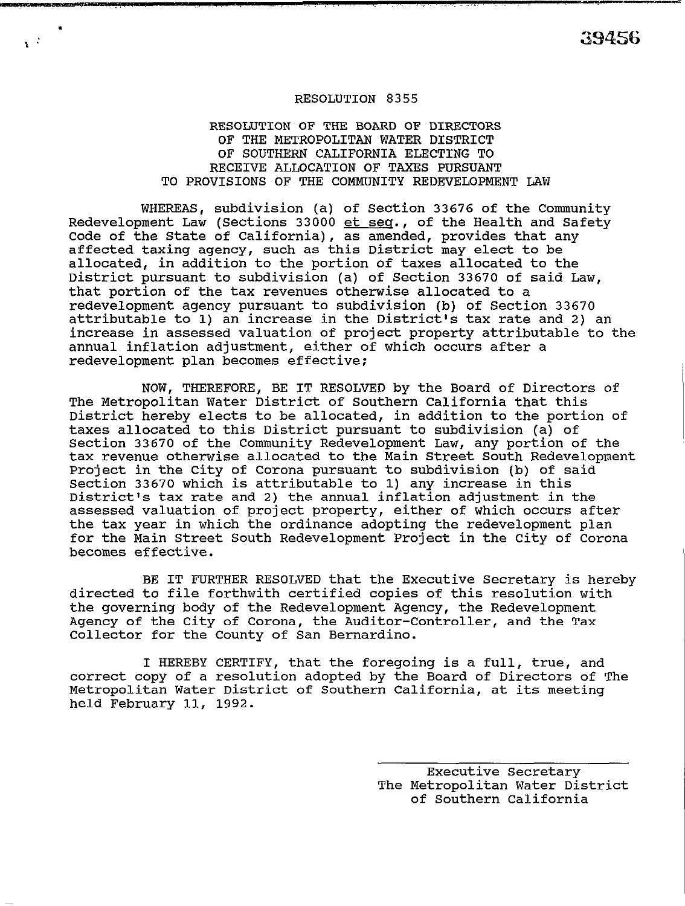39456

# RESOLUTION 8355

## RESOLUTION OF THE BOARD OF DIRECTORS OF THE METROPOLITAN WATER DISTRICT OF SOUTHERN CALIFORNIA ELECTING TO RECEIVE ALLOCATION OF TAXES PURSUANT TO PROVISIONS OF THE COMMUNITY REDEVELOPMENT LAW

WHEREAS, subdivision (a) of Section 33676 of the Community Redevelopment Law (Sections 33000 _et seq._, of the Health and Safety Code of the State of California), as amended, provides that any affected taxing agency, such as this District may elect to be allocated, in addition to the portion of taxes allocated to the District pursuant to subdivision (a) of Section 33670 of said Law, that portion of the tax revenues otherwise allocated to a redevelopment agency pursuant to subdivision (b) of Section 33670 attributable to 1) an increase in the District's tax rate and 2) an increase in assessed valuation of project property attributable to the annual inflation adjustment, either of which occurs after a redevelopment plan becomes effective;

NOW, THEREFORE, BE IT RESOLVED by the Board of Directors of The Metropolitan Water District of Southern California that this District hereby elects to be allocated, in addition to the portion of taxes allocated to this District pursuant to subdivision (a) of Section 33670 of the Community Redevelopment Law, any portion of the tax revenue otherwise allocated to the Main Street South Redevelopment Project in the City of Corona pursuant to subdivision (b) of said Section 33670 which is attributable to 1) any increase in this District's tax rate and 2) the annual inflation adjustment in the assessed valuation of project property, either of which occurs after the tax year in which the ordinance adopting the redevelopment plan for the Main Street South Redevelopment Project in the City of Corona becomes effective.

BE IT FURTHER RESOLVED that the Executive Secretary is hereby directed to file forthwith certified copies of this resolution with the governing body of the Redevelopment Agency, the Redevelopment Agency of the City of Corona, the Auditor-Controller, and the Tax Collector for the County of San Bernardino.

I HEREBY CERTIFY, that the foregoing is a full, true, and correct copy of a resolution adopted by the Board of Directors of The Metropolitan Water District of Southern California, at its meeting held February 11, 1992.

Executive Secretary
The Metropolitan Water District of Southern California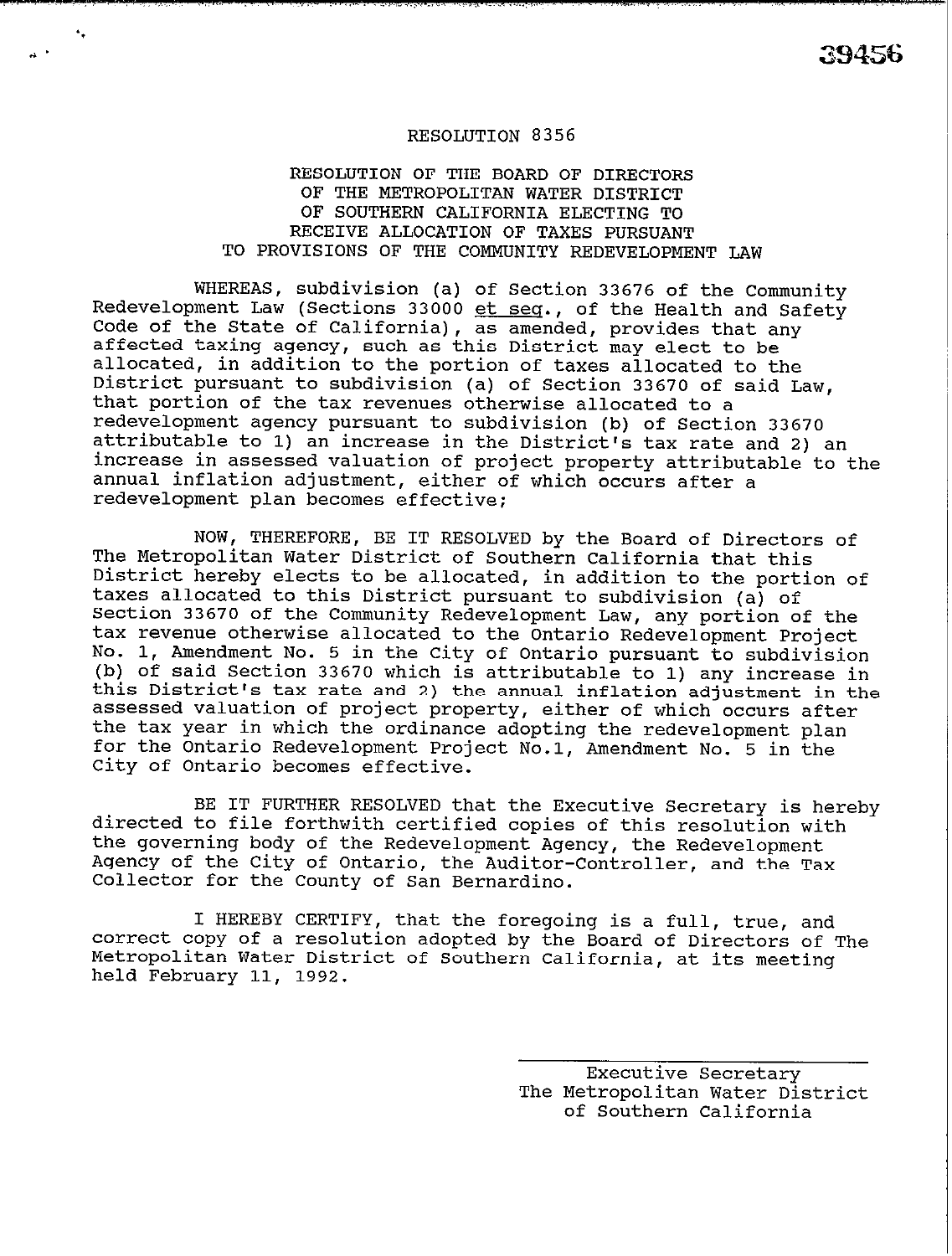39456

# RESOLUTION 8356

## RESOLUTION OF THE BOARD OF DIRECTORS OF THE METROPOLITAN WATER DISTRICT OF SOUTHERN CALIFORNIA ELECTING TO RECEIVE ALLOCATION OF TAXES PURSUANT TO PROVISIONS OF THE COMMUNITY REDEVELOPMENT LAW

WHEREAS, subdivision (a) of Section 33676 of the Community Redevelopment Law (Sections 33000 et seq., of the Health and Safety Code of the State of California), as amended, provides that any affected taxing agency, such as this District may elect to be allocated, in addition to the portion of taxes allocated to the District pursuant to subdivision (a) of Section 33670 of said Law, that portion of the tax revenues otherwise allocated to a redevelopment agency pursuant to subdivision (b) of Section 33670 attributable to 1) an increase in the District's tax rate and 2) an increase in assessed valuation of project property attributable to the annual inflation adjustment, either of which occurs after a redevelopment plan becomes effective;

NOW, THEREFORE, BE IT RESOLVED by the Board of Directors of The Metropolitan Water District of Southern California that this District hereby elects to be allocated, in addition to the portion of taxes allocated to this District pursuant to subdivision (a) of Section 33670 of the Community Redevelopment Law, any portion of the tax revenue otherwise allocated to the Ontario Redevelopment Project No. 1, Amendment No. 5 in the City of Ontario pursuant to subdivision (b) of said Section 33670 which is attributable to 1) any increase in this District's tax rate and 2) the annual inflation adjustment in the assessed valuation of project property, either of which occurs after the tax year in which the ordinance adopting the redevelopment plan for the Ontario Redevelopment Project No.1, Amendment No. 5 in the City of Ontario becomes effective.

BE IT FURTHER RESOLVED that the Executive Secretary is hereby directed to file forthwith certified copies of this resolution with the governing body of the Redevelopment Agency, the Redevelopment Agency of the City of Ontario, the Auditor-Controller, and the Tax Collector for the County of San Bernardino.

I HEREBY CERTIFY, that the foregoing is a full, true, and correct copy of a resolution adopted by the Board of Directors of The Metropolitan Water District of Southern California, at its meeting held February 11, 1992.

Executive Secretary
The Metropolitan Water District of Southern California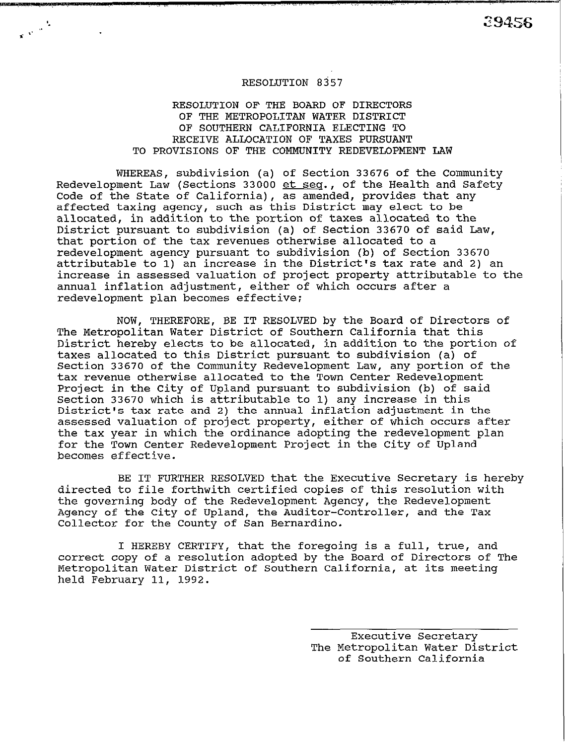39456

RESOLUTION 8357

RESOLUTION OF THE BOARD OF DIRECTORS
OF THE METROPOLITAN WATER DISTRICT
OF SOUTHERN CALIFORNIA ELECTING TO
RECEIVE ALLOCATION OF TAXES PURSUANT
TO PROVISIONS OF THE COMMUNITY REDEVELOPMENT LAW

WHEREAS, subdivision (a) of Section 33676 of the Community Redevelopment Law (Sections 33000 et seq., of the Health and Safety Code of the State of California), as amended, provides that any affected taxing agency, such as this District may elect to be allocated, in addition to the portion of taxes allocated to the District pursuant to subdivision (a) of Section 33670 of said Law, that portion of the tax revenues otherwise allocated to a redevelopment agency pursuant to subdivision (b) of Section 33670 attributable to 1) an increase in the District's tax rate and 2) an increase in assessed valuation of project property attributable to the annual inflation adjustment, either of which occurs after a redevelopment plan becomes effective;

NOW, THEREFORE, BE IT RESOLVED by the Board of Directors of The Metropolitan Water District of Southern California that this District hereby elects to be allocated, in addition to the portion of taxes allocated to this District pursuant to subdivision (a) of Section 33670 of the Community Redevelopment Law, any portion of the tax revenue otherwise allocated to the Town Center Redevelopment Project in the City of Upland pursuant to subdivision (b) of said Section 33670 which is attributable to 1) any increase in this District's tax rate and 2) the annual inflation adjustment in the assessed valuation of project property, either of which occurs after the tax year in which the ordinance adopting the redevelopment plan for the Town Center Redevelopment Project in the City of Upland becomes effective.

BE IT FURTHER RESOLVED that the Executive Secretary is hereby directed to file forthwith certified copies of this resolution with the governing body of the Redevelopment Agency, the Redevelopment Agency of the City of Upland, the Auditor-Controller, and the Tax Collector for the County of San Bernardino.

I HEREBY CERTIFY, that the foregoing is a full, true, and correct copy of a resolution adopted by the Board of Directors of The Metropolitan Water District of Southern California, at its meeting held February 11, 1992.

Executive Secretary
The Metropolitan Water District
of Southern California